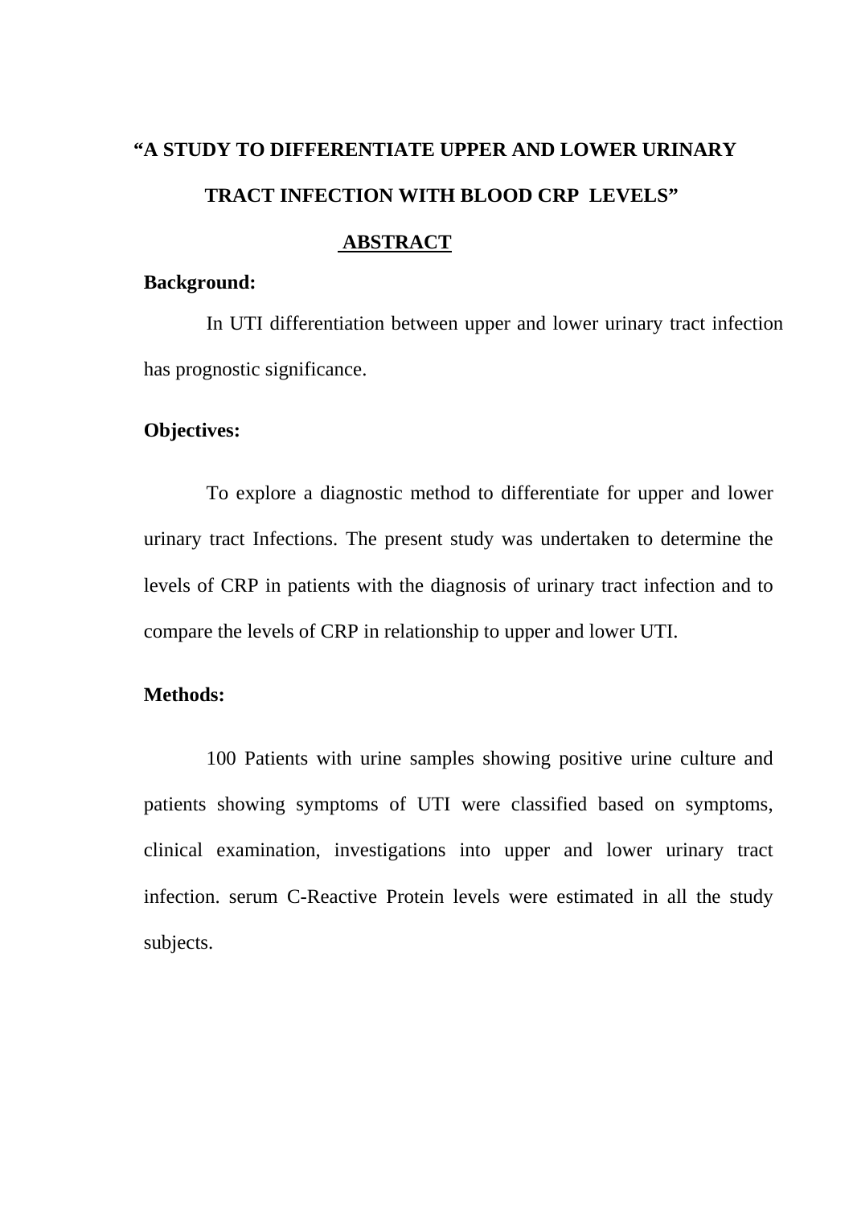# "A STUDY TO DIFFERENTIATE UPPER AND LOWER URINARY TRACT INFECTION WITH BLOOD CRP LEVELS"

## ABSTRACT

**Background:**

In UTI differentiation between upper and lower urinary tract infection has prognostic significance.

**Objectives:**

To explore a diagnostic method to differentiate for upper and lower urinary tract Infections. The present study was undertaken to determine the levels of CRP in patients with the diagnosis of urinary tract infection and to compare the levels of CRP in relationship to upper and lower UTI.

**Methods:**

100 Patients with urine samples showing positive urine culture and patients showing symptoms of UTI were classified based on symptoms, clinical examination, investigations into upper and lower urinary tract infection. serum C-Reactive Protein levels were estimated in all the study subjects.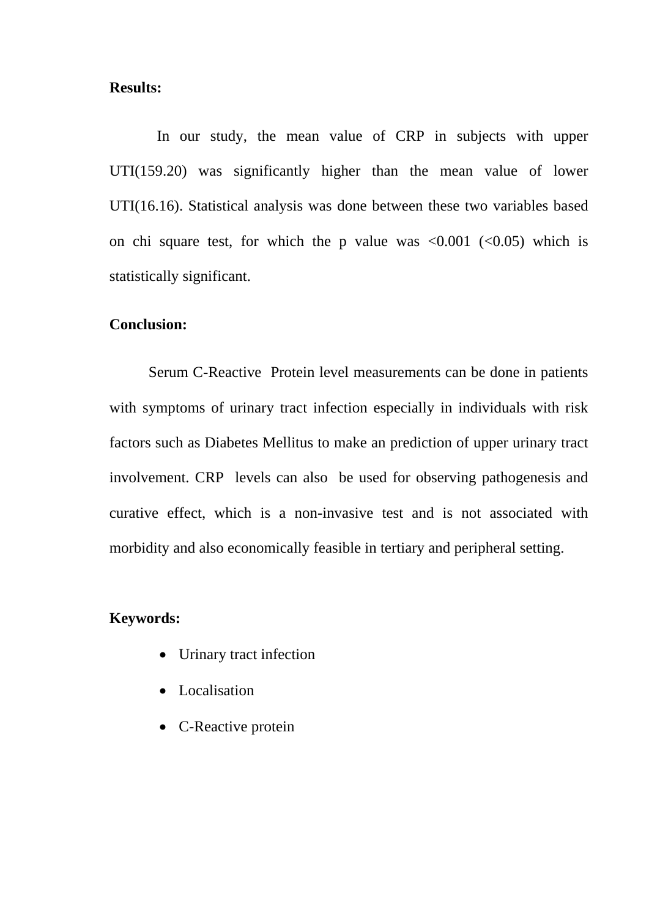**Results:**

In our study, the mean value of CRP in subjects with upper UTI(159.20) was significantly higher than the mean value of lower UTI(16.16). Statistical analysis was done between these two variables based on chi square test, for which the p value was <0.001 (<0.05) which is statistically significant.

**Conclusion:**

Serum C-Reactive Protein level measurements can be done in patients with symptoms of urinary tract infection especially in individuals with risk factors such as Diabetes Mellitus to make an prediction of upper urinary tract involvement. CRP levels can also be used for observing pathogenesis and curative effect, which is a non-invasive test and is not associated with morbidity and also economically feasible in tertiary and peripheral setting.

**Keywords:**

- Urinary tract infection
- Localisation
- C-Reactive protein